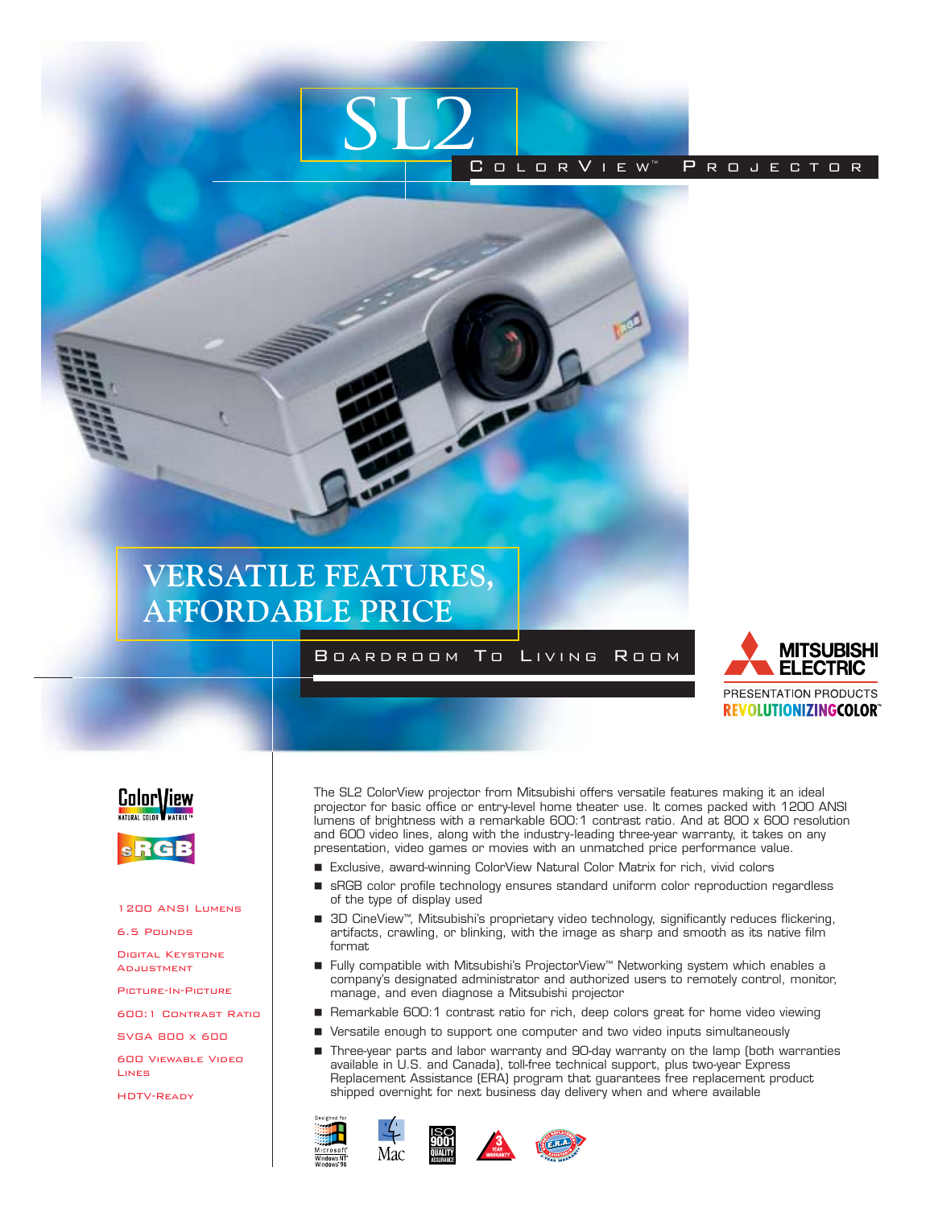# SL2

COLORVIEW™ PROJECTOR

## VERSATILE FEATURES, AFFORDABLE PRICE

BOARDROOM TO LIVING ROOM

MITSUBISHI ELECTRIC

PRESENTATION PRODUCTS

REVOLUTIONIZINGCOLOR™

ColorView NATURAL COLOR MATRIX™

sRGB

- 1200 ANSI LUMENS
- 6.5 POUNDS
- DIGITAL KEYSTONE ADJUSTMENT
- PICTURE-IN-PICTURE
- 600:1 CONTRAST RATIO
- SVGA 800 x 600
- 600 VIEWABLE VIDEO LINES
- HDTV-READY

The SL2 ColorView projector from Mitsubishi offers versatile features making it an ideal projector for basic office or entry-level home theater use. It comes packed with 1200 ANSI lumens of brightness with a remarkable 600:1 contrast ratio. And at 800 x 600 resolution and 600 video lines, along with the industry-leading three-year warranty, it takes on any presentation, video games or movies with an unmatched price performance value.

- Exclusive, award-winning ColorView Natural Color Matrix for rich, vivid colors
- sRGB color profile technology ensures standard uniform color reproduction regardless of the type of display used
- 3D CineView™, Mitsubishi's proprietary video technology, significantly reduces flickering, artifacts, crawling, or blinking, with the image as sharp and smooth as its native film format
- Fully compatible with Mitsubishi's ProjectorView™ Networking system which enables a company's designated administrator and authorized users to remotely control, monitor, manage, and even diagnose a Mitsubishi projector
- Remarkable 600:1 contrast ratio for rich, deep colors great for home video viewing
- Versatile enough to support one computer and two video inputs simultaneously
- Three-year parts and labor warranty and 90-day warranty on the lamp (both warranties available in U.S. and Canada), toll-free technical support, plus two-year Express Replacement Assistance (ERA) program that guarantees free replacement product shipped overnight for next business day delivery when and where available

Designed for Microsoft Windows NT Windows 98 · Mac · ISO 9001 QUALITY ASSURANCE · 3 YEAR WARRANTY · E.R.A. 2 YEAR WARRANTY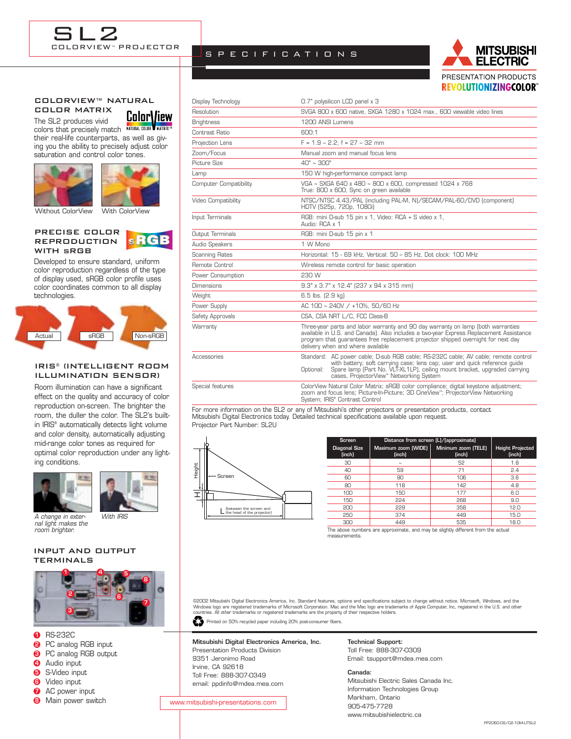# SL2

COLORVIEW™ PROJECTOR

SPECIFICATIONS

MITSUBISHI ELECTRIC

PRESENTATION PRODUCTS

REVOLUTIONIZINGCOLOR™

## COLORVIEW™ NATURAL COLOR MATRIX

The SL2 produces vivid colors that precisely match their real-life counterparts, as well as giving you the ability to precisely adjust color saturation and control color tones.

Without ColorView    With ColorView

## PRECISE COLOR REPRODUCTION WITH sRGB

Developed to ensure standard, uniform color reproduction regardless of the type of display used, sRGB color profile uses color coordinates common to all display technologies.

Actual    sRGB    Non-sRGB

## IRIS® (INTELLIGENT ROOM ILLUMINATION SENSOR)

Room illumination can have a significant effect on the quality and accuracy of color reproduction on-screen. The brighter the room, the duller the color. The SL2's built-in IRIS® automatically detects light volume and color density, automatically adjusting mid-range color tones as required for optimal color reproduction under any lighting conditions.

*A change in external light makes the room brighter.*    *With IRIS*

## INPUT AND OUTPUT TERMINALS

1. RS-232C
2. PC analog RGB input
3. PC analog RGB output
4. Audio input
5. S-Video input
6. Video input
7. AC power input
8. Main power switch

| | |
|---|---|
| Display Technology | 0.7" polysilicon LCD panel x 3 |
| Resolution | SVGA 800 x 600 native, SXGA 1280 x 1024 max., 600 viewable video lines |
| Brightness | 1200 ANSI Lumens |
| Contrast Ratio | 600:1 |
| Projection Lens | F = 1.9 – 2.2; f = 27 – 32 mm |
| Zoom/Focus | Manual zoom and manual focus lens |
| Picture Size | 40" ~ 300" |
| Lamp | 150 W high-performance compact lamp |
| Computer Compatibility | VGA ~ SXGA 640 x 480 ~ 800 x 600, compressed 1024 x 768<br>True: 800 x 600, Sync on green available |
| Video Compatibility | NTSC/NTSC 4.43/PAL (including PAL-M, N)/SECAM/PAL-60/DVD (component)<br>HDTV (525p, 720p, 1080i) |
| Input Terminals | RGB: mini D-sub 15 pin x 1, Video: RCA + S video x 1,<br>Audio: RCA x 1 |
| Output Terminals | RGB: mini D-sub 15 pin x 1 |
| Audio Speakers | 1 W Mono |
| Scanning Rates | Horizontal: 15 - 69 kHz, Vertical: 50 – 85 Hz, Dot clock: 100 MHz |
| Remote Control | Wireless remote control for basic operation |
| Power Consumption | 230 W |
| Dimensions | 9.3" x 3.7" x 12.4" (237 x 94 x 315 mm) |
| Weight | 6.5 lbs. (2.9 kg) |
| Power Supply | AC 100 ~ 240V / +10%, 50/60 Hz |
| Safety Approvals | CSA, CSA NRT L/C, FCC Class-B |
| Warranty | Three-year parts and labor warranty and 90 day warranty on lamp (both warranties available in U.S. and Canada). Also includes a two-year Express Replacement Assistance program that guarantees free replacement projector shipped overnight for next day delivery when and where available |
| Accessories | Standard: AC power cable; D-sub RGB cable; RS-232C cable; AV cable; remote control with battery; soft carrying case; lens cap; user and quick reference guide<br>Optional: Spare lamp (Part No. VLT-XL1LP), ceiling mount bracket, upgraded carrying cases, ProjectorView™ Networking System |
| Special features | ColorView Natural Color Matrix; sRGB color compliance; digital keystone adjustment; zoom and focus lens; Picture-In-Picture; 3D CineView™; ProjectorView Networking System; IRIS® Contrast Control |

For more information on the SL2 or any of Mitsubishi's other projectors or presentation products, contact Mitsubishi Digital Electronics today. Detailed technical specifications available upon request.
Projector Part Number: SL2U

Height
Screen
H
L (between the screen and the head of the projector)

| Screen Diagonal Size (inch) | Distance from screen (L)/(approximate) Maximum zoom (WIDE) (inch) | Minimum zoom (TELE) (inch) | Height Projected (inch) |
|---|---|---|---|
| 30 | – | 52 | 1.8 |
| 40 | 59 | 71 | 2.4 |
| 60 | 90 | 106 | 3.6 |
| 80 | 118 | 142 | 4.8 |
| 100 | 150 | 177 | 6.0 |
| 150 | 224 | 268 | 9.0 |
| 200 | 229 | 358 | 12.0 |
| 250 | 374 | 449 | 15.0 |
| 300 | 449 | 535 | 18.0 |

The above numbers are approximate, and may be slightly different from the actual measurements.

©2002 Mitsubishi Digital Electronics America, Inc. Standard features, options and specifications subject to change without notice. Microsoft, Windows, and the Windows logo are registered trademarks of Microsoft Corporation. Mac and the Mac logo are trademarks of Apple Computer, Inc, registered in the U.S. and other countries. All other trademarks or registered trademarks are the property of their respective holders.

Printed on 50% recycled paper including 20% post-consumer fibers.

**Mitsubishi Digital Electronics America, Inc.**
Presentation Products Division
9351 Jeronimo Road
Irvine, CA 92618
Toll Free: 888-307-0349
email: ppdinfo@mdea.mea.com

www.mitsubishi-presentations.com

**Technical Support:**
Toll Free: 888-307-0309
Email: tsupport@mdea.mea.com

**Canada:**
Mitsubishi Electric Sales Canada Inc.
Information Technologies Group
Markham, Ontario
905-475-7728
www.mitsubishielectric.ca

PP2060-09/02-10M-LITSL2